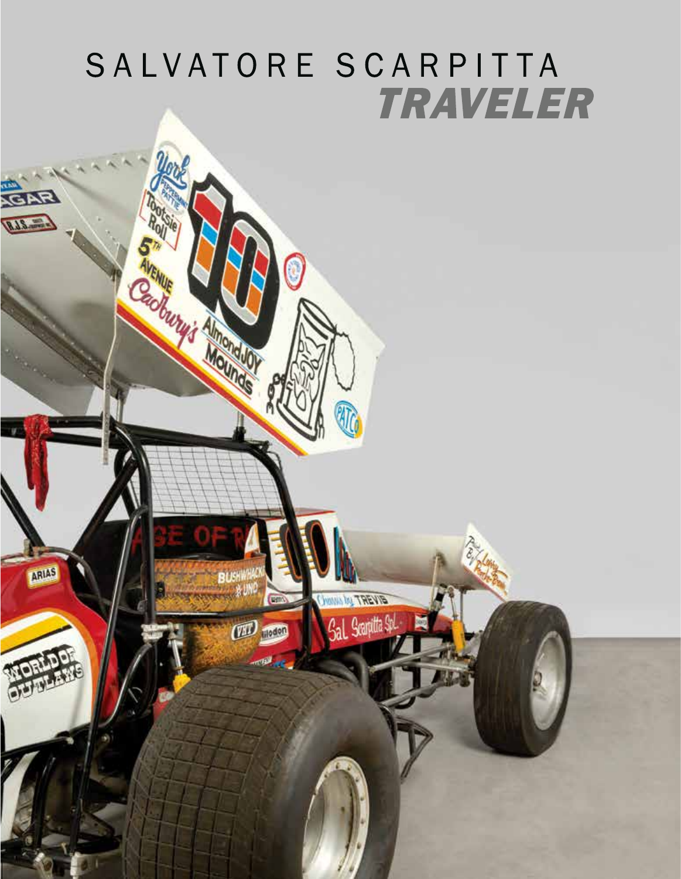# SALVATORE SCARPITTA

## *TRAVELER*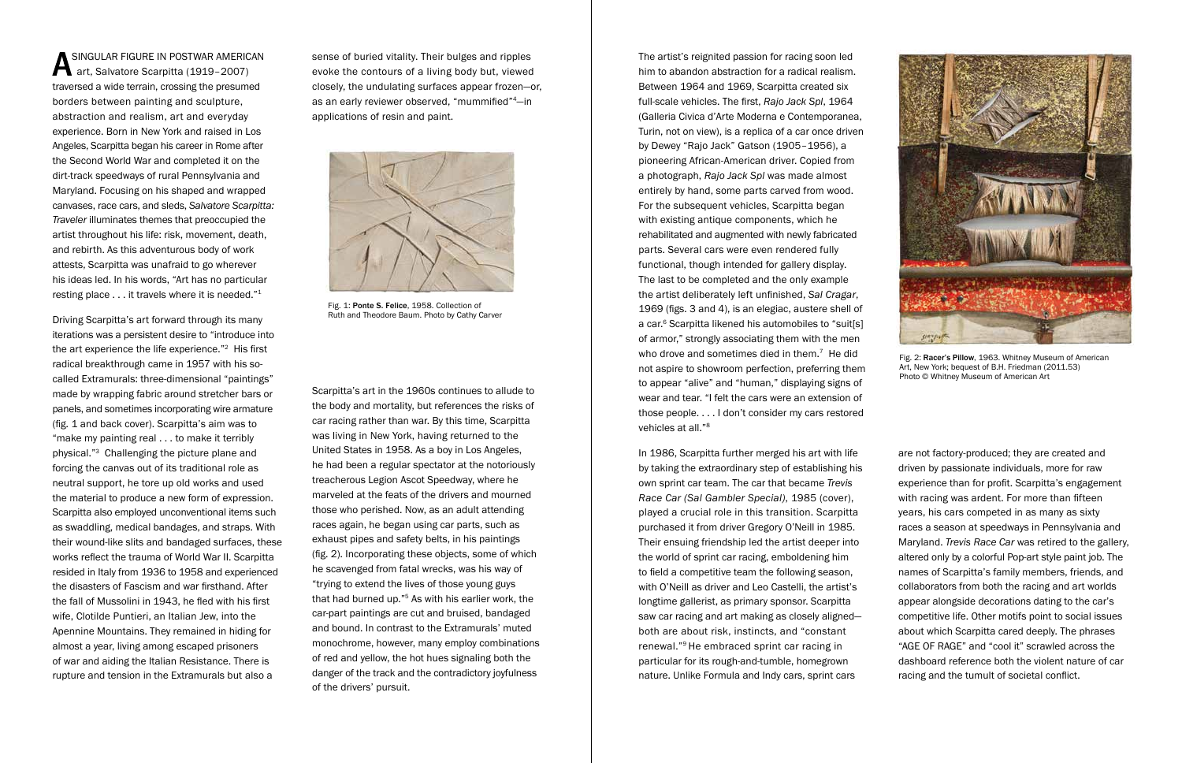A SINGULAR FIGURE IN POSTWAR AMERICAN art, Salvatore Scarpitta (1919–2007) traversed a wide terrain, crossing the presumed borders between painting and sculpture, abstraction and realism, art and everyday experience. Born in New York and raised in Los Angeles, Scarpitta began his career in Rome after the Second World War and completed it on the dirt-track speedways of rural Pennsylvania and Maryland. Focusing on his shaped and wrapped canvases, race cars, and sleds, *Salvatore Scarpitta: Traveler* illuminates themes that preoccupied the artist throughout his life: risk, movement, death, and rebirth. As this adventurous body of work attests, Scarpitta was unafraid to go wherever his ideas led. In his words, "Art has no particular resting place . . . it travels where it is needed."[1]

Driving Scarpitta's art forward through its many iterations was a persistent desire to "introduce into the art experience the life experience."[2] His first radical breakthrough came in 1957 with his so-called Extramurals: three-dimensional "paintings" made by wrapping fabric around stretcher bars or panels, and sometimes incorporating wire armature (fig. 1 and back cover). Scarpitta's aim was to "make my painting real . . . to make it terribly physical."[3] Challenging the picture plane and forcing the canvas out of its traditional role as neutral support, he tore up old works and used the material to produce a new form of expression. Scarpitta also employed unconventional items such as swaddling, medical bandages, and straps. With their wound-like slits and bandaged surfaces, these works reflect the trauma of World War II. Scarpitta resided in Italy from 1936 to 1958 and experienced the disasters of Fascism and war firsthand. After the fall of Mussolini in 1943, he fled with his first wife, Clotilde Puntieri, an Italian Jew, into the Apennine Mountains. They remained in hiding for almost a year, living among escaped prisoners of war and aiding the Italian Resistance. There is rupture and tension in the Extramurals but also a sense of buried vitality. Their bulges and ripples evoke the contours of a living body but, viewed closely, the undulating surfaces appear frozen—or, as an early reviewer observed, "mummified"[4]—in applications of resin and paint.

Fig. 1: **Ponte S. Felice**, 1958. Collection of Ruth and Theodore Baum. Photo by Cathy Carver

Scarpitta's art in the 1960s continues to allude to the body and mortality, but references the risks of car racing rather than war. By this time, Scarpitta was living in New York, having returned to the United States in 1958. As a boy in Los Angeles, he had been a regular spectator at the notoriously treacherous Legion Ascot Speedway, where he marveled at the feats of the drivers and mourned those who perished. Now, as an adult attending races again, he began using car parts, such as exhaust pipes and safety belts, in his paintings (fig. 2). Incorporating these objects, some of which he scavenged from fatal wrecks, was his way of "trying to extend the lives of those young guys that had burned up."[5] As with his earlier work, the car-part paintings are cut and bruised, bandaged and bound. In contrast to the Extramurals' muted monochrome, however, many employ combinations of red and yellow, the hot hues signaling both the danger of the track and the contradictory joyfulness of the drivers' pursuit.

The artist's reignited passion for racing soon led him to abandon abstraction for a radical realism. Between 1964 and 1969, Scarpitta created six full-scale vehicles. The first, *Rajo Jack Spl*, 1964 (Galleria Civica d'Arte Moderna e Contemporanea, Turin, not on view), is a replica of a car once driven by Dewey "Rajo Jack" Gatson (1905–1956), a pioneering African-American driver. Copied from a photograph, *Rajo Jack Spl* was made almost entirely by hand, some parts carved from wood. For the subsequent vehicles, Scarpitta began with existing antique components, which he rehabilitated and augmented with newly fabricated parts. Several cars were even rendered fully functional, though intended for gallery display. The last to be completed and the only example the artist deliberately left unfinished, *Sal Cragar*, 1969 (figs. 3 and 4), is an elegiac, austere shell of a car.[6] Scarpitta likened his automobiles to "suit[s] of armor," strongly associating them with the men who drove and sometimes died in them.[7] He did not aspire to showroom perfection, preferring them to appear "alive" and "human," displaying signs of wear and tear. "I felt the cars were an extension of those people. . . . I don't consider my cars restored vehicles at all."[8]

Fig. 2: **Racer's Pillow**, 1963. Whitney Museum of American Art, New York; bequest of B.H. Friedman (2011.53) Photo © Whitney Museum of American Art

In 1986, Scarpitta further merged his art with life by taking the extraordinary step of establishing his own sprint car team. The car that became *Trevis Race Car (Sal Gambler Special)*, 1985 (cover), played a crucial role in this transition. Scarpitta purchased it from driver Gregory O'Neill in 1985. Their ensuing friendship led the artist deeper into the world of sprint car racing, emboldening him to field a competitive team the following season, with O'Neill as driver and Leo Castelli, the artist's longtime gallerist, as primary sponsor. Scarpitta saw car racing and art making as closely aligned—both are about risk, instincts, and "constant renewal."[9] He embraced sprint car racing in particular for its rough-and-tumble, homegrown nature. Unlike Formula and Indy cars, sprint cars are not factory-produced; they are created and driven by passionate individuals, more for raw experience than for profit. Scarpitta's engagement with racing was ardent. For more than fifteen years, his cars competed in as many as sixty races a season at speedways in Pennsylvania and Maryland. *Trevis Race Car* was retired to the gallery, altered only by a colorful Pop-art style paint job. The names of Scarpitta's family members, friends, and collaborators from both the racing and art worlds appear alongside decorations dating to the car's competitive life. Other motifs point to social issues about which Scarpitta cared deeply. The phrases "AGE OF RAGE" and "cool it" scrawled across the dashboard reference both the violent nature of car racing and the tumult of societal conflict.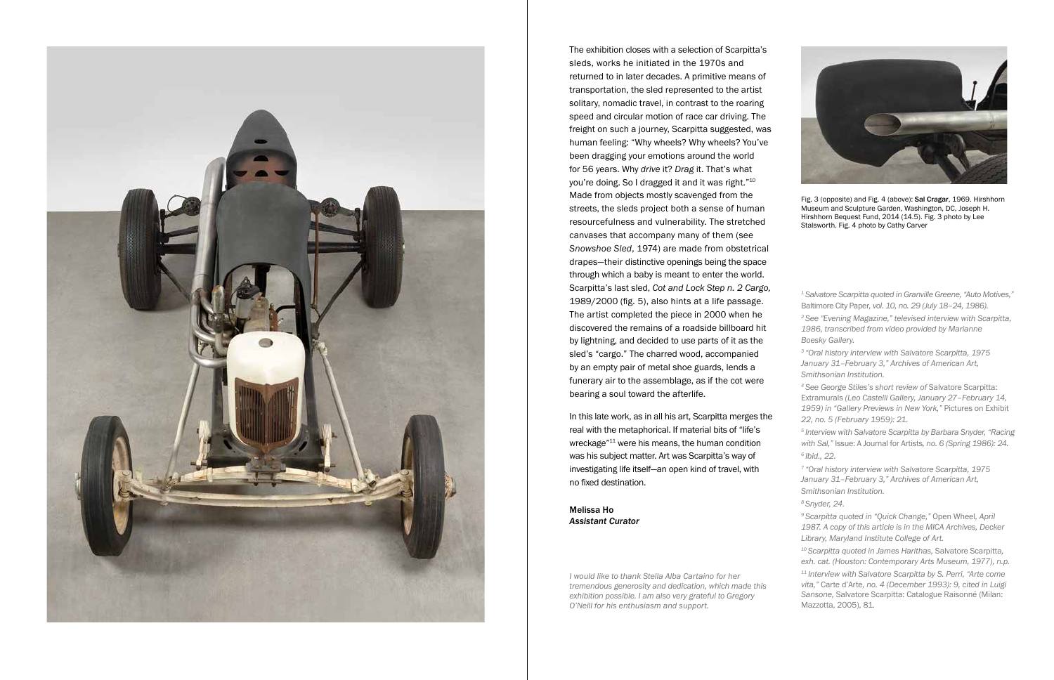The exhibition closes with a selection of Scarpitta's sleds, works he initiated in the 1970s and returned to in later decades. A primitive means of transportation, the sled represented to the artist solitary, nomadic travel, in contrast to the roaring speed and circular motion of race car driving. The freight on such a journey, Scarpitta suggested, was human feeling: "Why wheels? Why wheels? You've been dragging your emotions around the world for 56 years. Why *drive* it? *Drag* it. That's what you're doing. So I dragged it and it was right."[10] Made from objects mostly scavenged from the streets, the sleds project both a sense of human resourcefulness and vulnerability. The stretched canvases that accompany many of them (see *Snowshoe Sled*, 1974) are made from obstetrical drapes—their distinctive openings being the space through which a baby is meant to enter the world. Scarpitta's last sled, *Cot and Lock Step n. 2 Cargo,* 1989/2000 (fig. 5), also hints at a life passage. The artist completed the piece in 2000 when he discovered the remains of a roadside billboard hit by lightning, and decided to use parts of it as the sled's "cargo." The charred wood, accompanied by an empty pair of metal shoe guards, lends a funerary air to the assemblage, as if the cot were bearing a soul toward the afterlife.

In this late work, as in all his art, Scarpitta merges the real with the metaphorical. If material bits of "life's wreckage"[11] were his means, the human condition was his subject matter. Art was Scarpitta's way of investigating life itself—an open kind of travel, with no fixed destination.

**Melissa Ho**
***Assistant Curator***

*I would like to thank Stella Alba Cartaino for her tremendous generosity and dedication, which made this exhibition possible. I am also very grateful to Gregory O'Neill for his enthusiasm and support.*

Fig. 3 (opposite) and Fig. 4 (above): **Sal Cragar**, 1969. Hirshhorn Museum and Sculpture Garden, Washington, DC, Joseph H. Hirshhorn Bequest Fund, 2014 (14.5). Fig. 3 photo by Lee Stalsworth. Fig. 4 photo by Cathy Carver

[1] *Salvatore Scarpitta quoted in Granville Greene, "Auto Motives,"* Baltimore City Paper, *vol. 10, no. 29 (July 18–24, 1986).*

[2] *See "Evening Magazine," televised interview with Scarpitta, 1986, transcribed from video provided by Marianne Boesky Gallery.*

[3] *"Oral history interview with Salvatore Scarpitta, 1975 January 31–February 3," Archives of American Art, Smithsonian Institution.*

[4] *See George Stiles's short review of* Salvatore Scarpitta: Extramurals *(Leo Castelli Gallery, January 27–February 14, 1959) in "Gallery Previews in New York,"* Pictures on Exhibit *22, no. 5 (February 1959): 21.*

[5] *Interview with Salvatore Scarpitta by Barbara Snyder, "Racing with Sal,"* Issue: A Journal for Artists, *no. 6 (Spring 1986): 24.*

[6] *Ibid., 22.*

[7] *"Oral history interview with Salvatore Scarpitta, 1975 January 31–February 3," Archives of American Art, Smithsonian Institution.*

[8] *Snyder, 24.*

[9] *Scarpitta quoted in "Quick Change,"* Open Wheel, *April 1987. A copy of this article is in the MICA Archives, Decker Library, Maryland Institute College of Art.*

[10] *Scarpitta quoted in James Harithas,* Salvatore Scarpitta, *exh. cat. (Houston: Contemporary Arts Museum, 1977), n.p.*

[11] *Interview with Salvatore Scarpitta by S. Perri, "Arte come vita,"* Carte d'Arte, *no. 4 (December 1993): 9, cited in Luigi Sansone,* Salvatore Scarpitta: Catalogue Raisonné *(Milan: Mazzotta, 2005), 81.*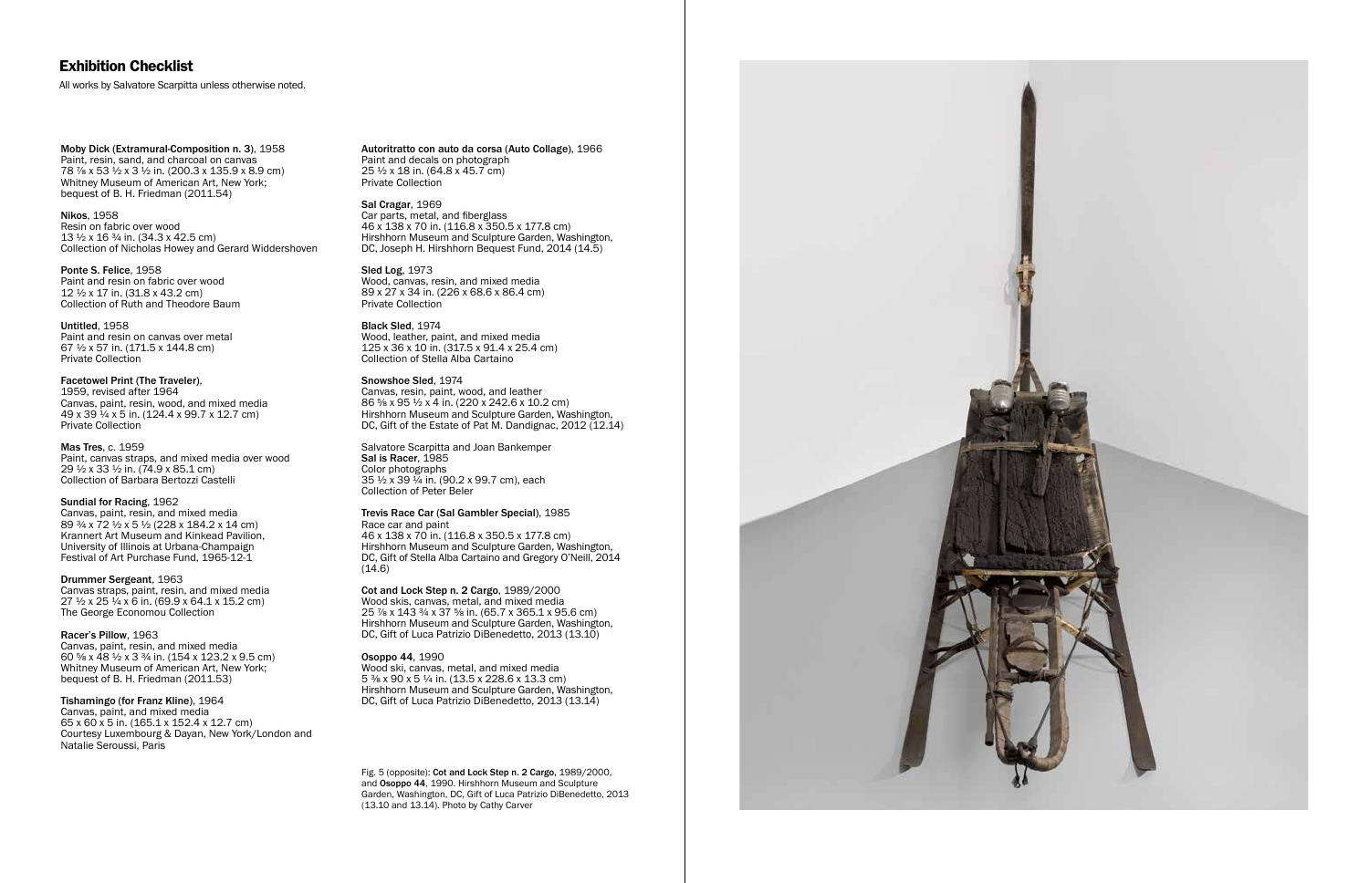## Exhibition Checklist

All works by Salvatore Scarpitta unless otherwise noted.

**Moby Dick (Extramural-Composition n. 3)**, 1958
Paint, resin, sand, and charcoal on canvas
78 ⅞ x 53 ½ x 3 ½ in. (200.3 x 135.9 x 8.9 cm)
Whitney Museum of American Art, New York; bequest of B. H. Friedman (2011.54)

**Nikos**, 1958
Resin on fabric over wood
13 ½ x 16 ¾ in. (34.3 x 42.5 cm)
Collection of Nicholas Howey and Gerard Widdershoven

**Ponte S. Felice**, 1958
Paint and resin on fabric over wood
12 ½ x 17 in. (31.8 x 43.2 cm)
Collection of Ruth and Theodore Baum

**Untitled**, 1958
Paint and resin on canvas over metal
67 ½ x 57 in. (171.5 x 144.8 cm)
Private Collection

**Facetowel Print (The Traveler)**,
1959, revised after 1964
Canvas, paint, resin, wood, and mixed media
49 x 39 ¼ x 5 in. (124.4 x 99.7 x 12.7 cm)
Private Collection

**Mas Tres**, c. 1959
Paint, canvas straps, and mixed media over wood
29 ½ x 33 ½ in. (74.9 x 85.1 cm)
Collection of Barbara Bertozzi Castelli

**Sundial for Racing**, 1962
Canvas, paint, resin, and mixed media
89 ¾ x 72 ½ x 5 ½ (228 x 184.2 x 14 cm)
Krannert Art Museum and Kinkead Pavilion, University of Illinois at Urbana-Champaign Festival of Art Purchase Fund, 1965-12-1

**Drummer Sergeant**, 1963
Canvas straps, paint, resin, and mixed media
27 ½ x 25 ¼ x 6 in. (69.9 x 64.1 x 15.2 cm)
The George Economou Collection

**Racer's Pillow**, 1963
Canvas, paint, resin, and mixed media
60 ⅝ x 48 ½ x 3 ¾ in. (154 x 123.2 x 9.5 cm)
Whitney Museum of American Art, New York; bequest of B. H. Friedman (2011.53)

**Tishamingo (for Franz Kline)**, 1964
Canvas, paint, and mixed media
65 x 60 x 5 in. (165.1 x 152.4 x 12.7 cm)
Courtesy Luxembourg & Dayan, New York/London and Natalie Seroussi, Paris

**Autoritratto con auto da corsa (Auto Collage)**, 1966
Paint and decals on photograph
25 ½ x 18 in. (64.8 x 45.7 cm)
Private Collection

**Sal Cragar**, 1969
Car parts, metal, and fiberglass
46 x 138 x 70 in. (116.8 x 350.5 x 177.8 cm)
Hirshhorn Museum and Sculpture Garden, Washington, DC, Joseph H. Hirshhorn Bequest Fund, 2014 (14.5)

**Sled Log**, 1973
Wood, canvas, resin, and mixed media
89 x 27 x 34 in. (226 x 68.6 x 86.4 cm)
Private Collection

**Black Sled**, 1974
Wood, leather, paint, and mixed media
125 x 36 x 10 in. (317.5 x 91.4 x 25.4 cm)
Collection of Stella Alba Cartaino

**Snowshoe Sled**, 1974
Canvas, resin, paint, wood, and leather
86 ⅝ x 95 ½ x 4 in. (220 x 242.6 x 10.2 cm)
Hirshhorn Museum and Sculpture Garden, Washington, DC, Gift of the Estate of Pat M. Dandignac, 2012 (12.14)

Salvatore Scarpitta and Joan Bankemper
**Sal is Racer**, 1985
Color photographs
35 ½ x 39 ¼ in. (90.2 x 99.7 cm), each
Collection of Peter Beler

**Trevis Race Car (Sal Gambler Special)**, 1985
Race car and paint
46 x 138 x 70 in. (116.8 x 350.5 x 177.8 cm)
Hirshhorn Museum and Sculpture Garden, Washington, DC, Gift of Stella Alba Cartaino and Gregory O'Neill, 2014 (14.6)

**Cot and Lock Step n. 2 Cargo**, 1989/2000
Wood skis, canvas, metal, and mixed media
25 ⅞ x 143 ¾ x 37 ⅝ in. (65.7 x 365.1 x 95.6 cm)
Hirshhorn Museum and Sculpture Garden, Washington, DC, Gift of Luca Patrizio DiBenedetto, 2013 (13.10)

**Osoppo 44**, 1990
Wood ski, canvas, metal, and mixed media
5 ⅜ x 90 x 5 ¼ in. (13.5 x 228.6 x 13.3 cm)
Hirshhorn Museum and Sculpture Garden, Washington, DC, Gift of Luca Patrizio DiBenedetto, 2013 (13.14)

Fig. 5 (opposite): **Cot and Lock Step n. 2 Cargo**, 1989/2000, and **Osoppo 44**, 1990. Hirshhorn Museum and Sculpture Garden, Washington, DC, Gift of Luca Patrizio DiBenedetto, 2013 (13.10 and 13.14). Photo by Cathy Carver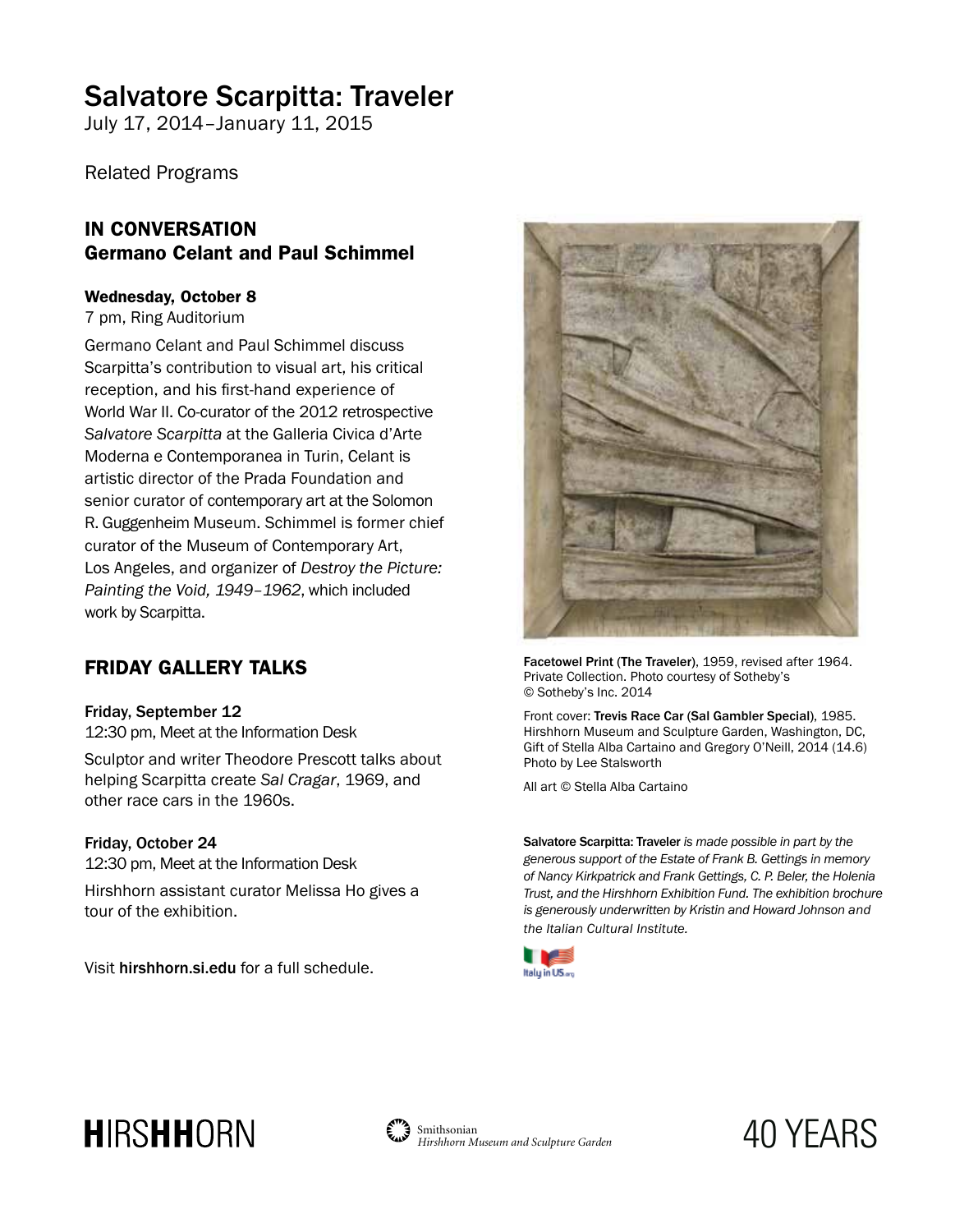# Salvatore Scarpitta: Traveler

July 17, 2014–January 11, 2015

Related Programs

## IN CONVERSATION
## Germano Celant and Paul Schimmel

**Wednesday, October 8**
7 pm, Ring Auditorium

Germano Celant and Paul Schimmel discuss Scarpitta's contribution to visual art, his critical reception, and his first-hand experience of World War II. Co-curator of the 2012 retrospective *Salvatore Scarpitta* at the Galleria Civica d'Arte Moderna e Contemporanea in Turin, Celant is artistic director of the Prada Foundation and senior curator of contemporary art at the Solomon R. Guggenheim Museum. Schimmel is former chief curator of the Museum of Contemporary Art, Los Angeles, and organizer of *Destroy the Picture: Painting the Void, 1949–1962*, which included work by Scarpitta.

## FRIDAY GALLERY TALKS

**Friday, September 12**
12:30 pm, Meet at the Information Desk

Sculptor and writer Theodore Prescott talks about helping Scarpitta create *Sal Cragar*, 1969, and other race cars in the 1960s.

**Friday, October 24**
12:30 pm, Meet at the Information Desk

Hirshhorn assistant curator Melissa Ho gives a tour of the exhibition.

Visit **hirshhorn.si.edu** for a full schedule.

**Facetowel Print (The Traveler)**, 1959, revised after 1964. Private Collection. Photo courtesy of Sotheby's © Sotheby's Inc. 2014

Front cover: **Trevis Race Car (Sal Gambler Special)**, 1985. Hirshhorn Museum and Sculpture Garden, Washington, DC, Gift of Stella Alba Cartaino and Gregory O'Neill, 2014 (14.6) Photo by Lee Stalsworth

All art © Stella Alba Cartaino

**Salvatore Scarpitta: Traveler** *is made possible in part by the generous support of the Estate of Frank B. Gettings in memory of Nancy Kirkpatrick and Frank Gettings, C. P. Beler, the Holenia Trust, and the Hirshhorn Exhibition Fund. The exhibition brochure is generously underwritten by Kristin and Howard Johnson and the Italian Cultural Institute.*

Italy in US.org

HIRSHHORN

Smithsonian
*Hirshhorn Museum and Sculpture Garden*

40 YEARS